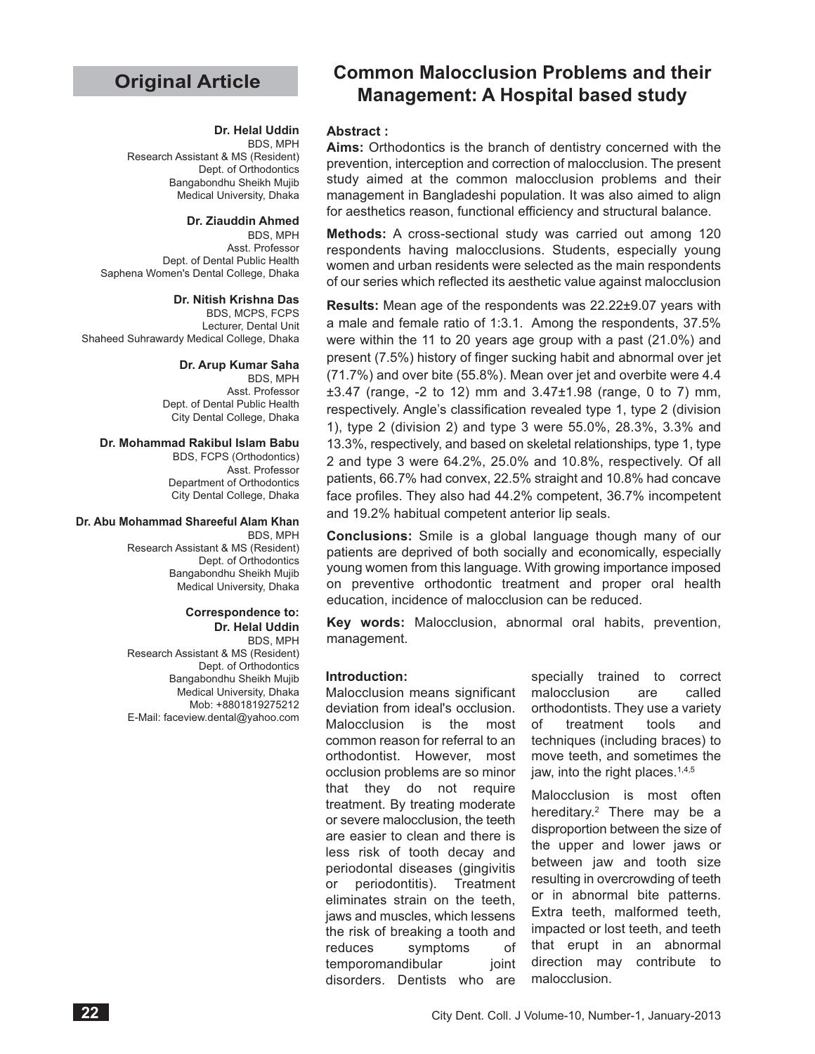Original Article

# Common Malocclusion Problems and their Management: A Hospital based study

**Dr. Helal Uddin**
BDS, MPH
Research Assistant & MS (Resident)
Dept. of Orthodontics
Bangabondhu Sheikh Mujib
Medical University, Dhaka

**Dr. Ziauddin Ahmed**
BDS, MPH
Asst. Professor
Dept. of Dental Public Health
Saphena Women's Dental College, Dhaka

**Dr. Nitish Krishna Das**
BDS, MCPS, FCPS
Lecturer, Dental Unit
Shaheed Suhrawardy Medical College, Dhaka

**Dr. Arup Kumar Saha**
BDS, MPH
Asst. Professor
Dept. of Dental Public Health
City Dental College, Dhaka

**Dr. Mohammad Rakibul Islam Babu**
BDS, FCPS (Orthodontics)
Asst. Professor
Department of Orthodontics
City Dental College, Dhaka

**Dr. Abu Mohammad Shareeful Alam Khan**
BDS, MPH
Research Assistant & MS (Resident)
Dept. of Orthodontics
Bangabondhu Sheikh Mujib
Medical University, Dhaka

**Correspondence to:**
**Dr. Helal Uddin**
BDS, MPH
Research Assistant & MS (Resident)
Dept. of Orthodontics
Bangabondhu Sheikh Mujib
Medical University, Dhaka
Mob: +8801819275212
E-Mail: faceview.dental@yahoo.com

## Abstract :

**Aims:** Orthodontics is the branch of dentistry concerned with the prevention, interception and correction of malocclusion. The present study aimed at the common malocclusion problems and their management in Bangladeshi population. It was also aimed to align for aesthetics reason, functional efficiency and structural balance.

**Methods:** A cross-sectional study was carried out among 120 respondents having malocclusions. Students, especially young women and urban residents were selected as the main respondents of our series which reflected its aesthetic value against malocclusion

**Results:** Mean age of the respondents was 22.22±9.07 years with a male and female ratio of 1:3.1. Among the respondents, 37.5% were within the 11 to 20 years age group with a past (21.0%) and present (7.5%) history of finger sucking habit and abnormal over jet (71.7%) and over bite (55.8%). Mean over jet and overbite were 4.4 ±3.47 (range, -2 to 12) mm and 3.47±1.98 (range, 0 to 7) mm, respectively. Angle's classification revealed type 1, type 2 (division 1), type 2 (division 2) and type 3 were 55.0%, 28.3%, 3.3% and 13.3%, respectively, and based on skeletal relationships, type 1, type 2 and type 3 were 64.2%, 25.0% and 10.8%, respectively. Of all patients, 66.7% had convex, 22.5% straight and 10.8% had concave face profiles. They also had 44.2% competent, 36.7% incompetent and 19.2% habitual competent anterior lip seals.

**Conclusions:** Smile is a global language though many of our patients are deprived of both socially and economically, especially young women from this language. With growing importance imposed on preventive orthodontic treatment and proper oral health education, incidence of malocclusion can be reduced.

**Key words:** Malocclusion, abnormal oral habits, prevention, management.

## Introduction:

Malocclusion means significant deviation from ideal's occlusion. Malocclusion is the most common reason for referral to an orthodontist. However, most occlusion problems are so minor that they do not require treatment. By treating moderate or severe malocclusion, the teeth are easier to clean and there is less risk of tooth decay and periodontal diseases (gingivitis or periodontitis). Treatment eliminates strain on the teeth, jaws and muscles, which lessens the risk of breaking a tooth and reduces symptoms of temporomandibular joint disorders. Dentists who are specially trained to correct malocclusion are called orthodontists. They use a variety of treatment tools and techniques (including braces) to move teeth, and sometimes the jaw, into the right places.[1,4,5]

Malocclusion is most often hereditary.[2] There may be a disproportion between the size of the upper and lower jaws or between jaw and tooth size resulting in overcrowding of teeth or in abnormal bite patterns. Extra teeth, malformed teeth, impacted or lost teeth, and teeth that erupt in an abnormal direction may contribute to malocclusion.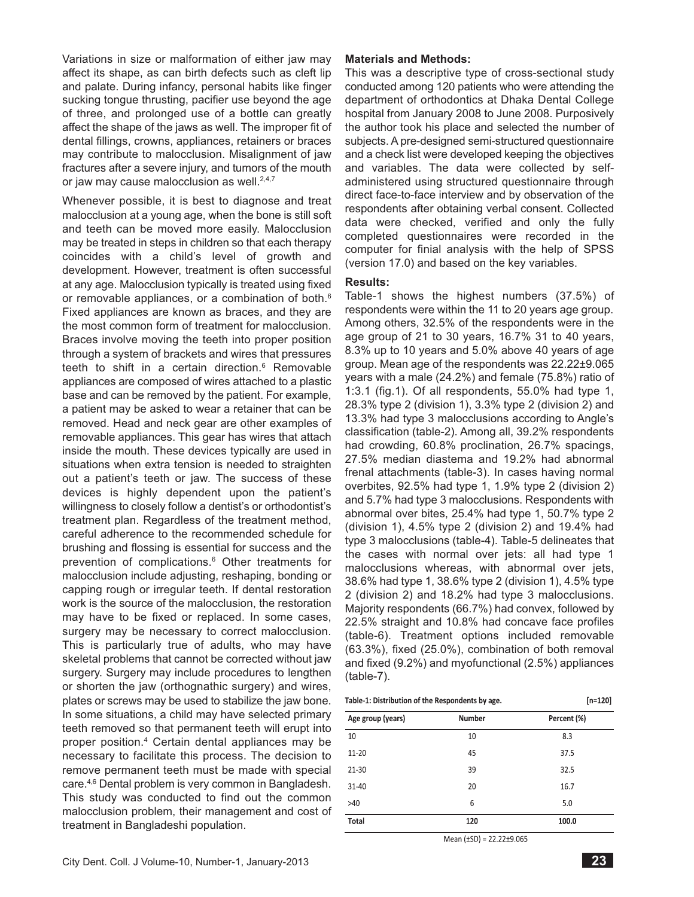Variations in size or malformation of either jaw may affect its shape, as can birth defects such as cleft lip and palate. During infancy, personal habits like finger sucking tongue thrusting, pacifier use beyond the age of three, and prolonged use of a bottle can greatly affect the shape of the jaws as well. The improper fit of dental fillings, crowns, appliances, retainers or braces may contribute to malocclusion. Misalignment of jaw fractures after a severe injury, and tumors of the mouth or jaw may cause malocclusion as well.[2,4,7]

Whenever possible, it is best to diagnose and treat malocclusion at a young age, when the bone is still soft and teeth can be moved more easily. Malocclusion may be treated in steps in children so that each therapy coincides with a child's level of growth and development. However, treatment is often successful at any age. Malocclusion typically is treated using fixed or removable appliances, or a combination of both.[6] Fixed appliances are known as braces, and they are the most common form of treatment for malocclusion. Braces involve moving the teeth into proper position through a system of brackets and wires that pressures teeth to shift in a certain direction.[6] Removable appliances are composed of wires attached to a plastic base and can be removed by the patient. For example, a patient may be asked to wear a retainer that can be removed. Head and neck gear are other examples of removable appliances. This gear has wires that attach inside the mouth. These devices typically are used in situations when extra tension is needed to straighten out a patient's teeth or jaw. The success of these devices is highly dependent upon the patient's willingness to closely follow a dentist's or orthodontist's treatment plan. Regardless of the treatment method, careful adherence to the recommended schedule for brushing and flossing is essential for success and the prevention of complications.[6] Other treatments for malocclusion include adjusting, reshaping, bonding or capping rough or irregular teeth. If dental restoration work is the source of the malocclusion, the restoration may have to be fixed or replaced. In some cases, surgery may be necessary to correct malocclusion. This is particularly true of adults, who may have skeletal problems that cannot be corrected without jaw surgery. Surgery may include procedures to lengthen or shorten the jaw (orthognathic surgery) and wires, plates or screws may be used to stabilize the jaw bone. In some situations, a child may have selected primary teeth removed so that permanent teeth will erupt into proper position.[4] Certain dental appliances may be necessary to facilitate this process. The decision to remove permanent teeth must be made with special care.[4,6] Dental problem is very common in Bangladesh. This study was conducted to find out the common malocclusion problem, their management and cost of treatment in Bangladeshi population.

**Materials and Methods:**

This was a descriptive type of cross-sectional study conducted among 120 patients who were attending the department of orthodontics at Dhaka Dental College hospital from January 2008 to June 2008. Purposively the author took his place and selected the number of subjects. A pre-designed semi-structured questionnaire and a check list were developed keeping the objectives and variables. The data were collected by self-administered using structured questionnaire through direct face-to-face interview and by observation of the respondents after obtaining verbal consent. Collected data were checked, verified and only the fully completed questionnaires were recorded in the computer for finial analysis with the help of SPSS (version 17.0) and based on the key variables.

**Results:**

Table-1 shows the highest numbers (37.5%) of respondents were within the 11 to 20 years age group. Among others, 32.5% of the respondents were in the age group of 21 to 30 years, 16.7% 31 to 40 years, 8.3% up to 10 years and 5.0% above 40 years of age group. Mean age of the respondents was 22.22±9.065 years with a male (24.2%) and female (75.8%) ratio of 1:3.1 (fig.1). Of all respondents, 55.0% had type 1, 28.3% type 2 (division 1), 3.3% type 2 (division 2) and 13.3% had type 3 malocclusions according to Angle's classification (table-2). Among all, 39.2% respondents had crowding, 60.8% proclination, 26.7% spacings, 27.5% median diastema and 19.2% had abnormal frenal attachments (table-3). In cases having normal overbites, 92.5% had type 1, 1.9% type 2 (division 2) and 5.7% had type 3 malocclusions. Respondents with abnormal over bites, 25.4% had type 1, 50.7% type 2 (division 1), 4.5% type 2 (division 2) and 19.4% had type 3 malocclusions (table-4). Table-5 delineates that the cases with normal over jets: all had type 1 malocclusions whereas, with abnormal over jets, 38.6% had type 1, 38.6% type 2 (division 1), 4.5% type 2 (division 2) and 18.2% had type 3 malocclusions. Majority respondents (66.7%) had convex, followed by 22.5% straight and 10.8% had concave face profiles (table-6). Treatment options included removable (63.3%), fixed (25.0%), combination of both removal and fixed (9.2%) and myofunctional (2.5%) appliances (table-7).

**Table-1: Distribution of the Respondents by age.** [n=120]

| Age group (years) | Number | Percent (%) |
|---|---|---|
| 10 | 10 | 8.3 |
| 11-20 | 45 | 37.5 |
| 21-30 | 39 | 32.5 |
| 31-40 | 20 | 16.7 |
| >40 | 6 | 5.0 |
| **Total** | **120** | **100.0** |

Mean (±SD) = 22.22±9.065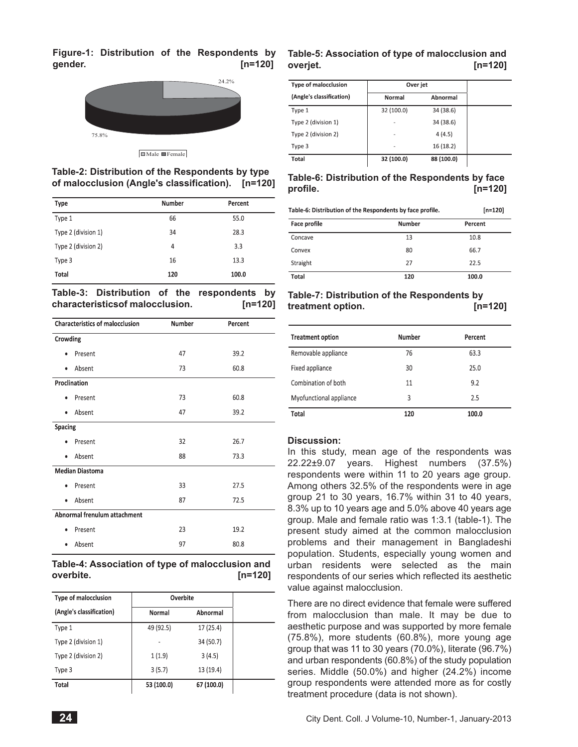**Figure-1: Distribution of the Respondents by gender. [n=120]**

24.2%

75.8%

Male Female

**Table-2: Distribution of the Respondents by type of malocclusion (Angle's classification). [n=120]**

| Type | Number | Percent |
|---|---|---|
| Type 1 | 66 | 55.0 |
| Type 2 (division 1) | 34 | 28.3 |
| Type 2 (division 2) | 4 | 3.3 |
| Type 3 | 16 | 13.3 |
| **Total** | **120** | **100.0** |

**Table-3: Distribution of the respondents by characteristicsof malocclusion. [n=120]**

| Characteristics of malocclusion | Number | Percent |
|---|---|---|
| **Crowding** | | |
| • Present | 47 | 39.2 |
| • Absent | 73 | 60.8 |
| **Proclination** | | |
| • Present | 73 | 60.8 |
| • Absent | 47 | 39.2 |
| **Spacing** | | |
| • Present | 32 | 26.7 |
| • Absent | 88 | 73.3 |
| **Median Diastoma** | | |
| • Present | 33 | 27.5 |
| • Absent | 87 | 72.5 |
| **Abnormal frenulum attachment** | | |
| • Present | 23 | 19.2 |
| • Absent | 97 | 80.8 |

**Table-4: Association of type of malocclusion and overbite. [n=120]**

| Type of malocclusion (Angle's classification) | Overbite | |
|---|---|---|
| | Normal | Abnormal |
| Type 1 | 49 (92.5) | 17 (25.4) |
| Type 2 (division 1) | - | 34 (50.7) |
| Type 2 (division 2) | 1 (1.9) | 3 (4.5) |
| Type 3 | 3 (5.7) | 13 (19.4) |
| **Total** | **53 (100.0)** | **67 (100.0)** |

**Table-5: Association of type of malocclusion and overjet. [n=120]**

| Type of malocclusion (Angle's classification) | Over jet | |
|---|---|---|
| | Normal | Abnormal |
| Type 1 | 32 (100.0) | 34 (38.6) |
| Type 2 (division 1) | - | 34 (38.6) |
| Type 2 (division 2) | - | 4 (4.5) |
| Type 3 | - | 16 (18.2) |
| **Total** | **32 (100.0)** | **88 (100.0)** |

**Table-6: Distribution of the Respondents by face profile. [n=120]**

| Face profile | Number | Percent |
|---|---|---|
| Concave | 13 | 10.8 |
| Convex | 80 | 66.7 |
| Straight | 27 | 22.5 |
| **Total** | **120** | **100.0** |

**Table-7: Distribution of the Respondents by treatment option. [n=120]**

| Treatment option | Number | Percent |
|---|---|---|
| Removable appliance | 76 | 63.3 |
| Fixed appliance | 30 | 25.0 |
| Combination of both | 11 | 9.2 |
| Myofunctional appliance | 3 | 2.5 |
| **Total** | **120** | **100.0** |

## Discussion:

In this study, mean age of the respondents was 22.22±9.07 years. Highest numbers (37.5%) respondents were within 11 to 20 years age group. Among others 32.5% of the respondents were in age group 21 to 30 years, 16.7% within 31 to 40 years, 8.3% up to 10 years age and 5.0% above 40 years age group. Male and female ratio was 1:3.1 (table-1). The present study aimed at the common malocclusion problems and their management in Bangladeshi population. Students, especially young women and urban residents were selected as the main respondents of our series which reflected its aesthetic value against malocclusion.

There are no direct evidence that female were suffered from malocclusion than male. It may be due to aesthetic purpose and was supported by more female (75.8%), more students (60.8%), more young age group that was 11 to 30 years (70.0%), literate (96.7%) and urban respondents (60.8%) of the study population series. Middle (50.0%) and higher (24.2%) income group respondents were attended more as for costly treatment procedure (data is not shown).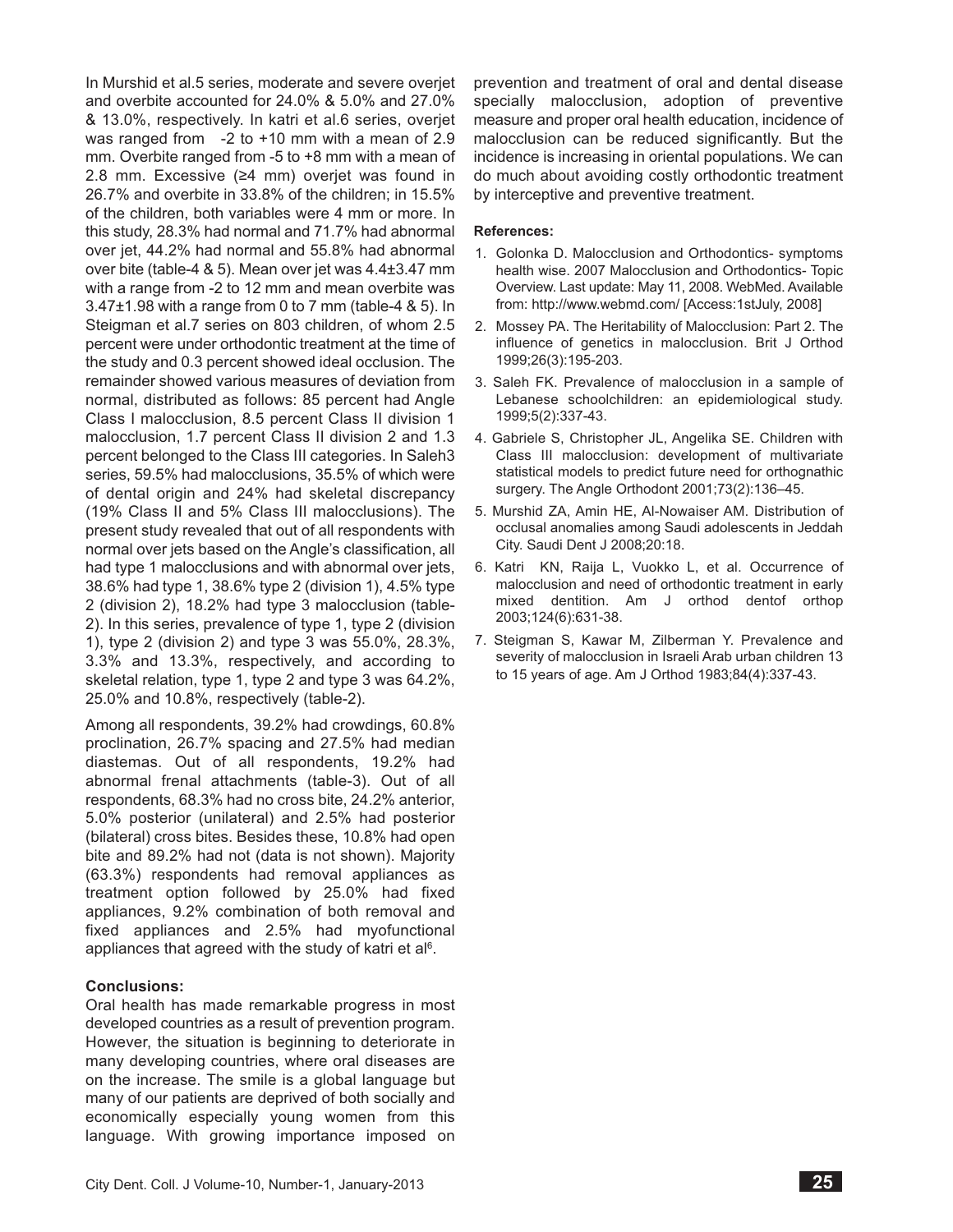In Murshid et al.5 series, moderate and severe overjet and overbite accounted for 24.0% & 5.0% and 27.0% & 13.0%, respectively. In katri et al.6 series, overjet was ranged from -2 to +10 mm with a mean of 2.9 mm. Overbite ranged from -5 to +8 mm with a mean of 2.8 mm. Excessive (≥4 mm) overjet was found in 26.7% and overbite in 33.8% of the children; in 15.5% of the children, both variables were 4 mm or more. In this study, 28.3% had normal and 71.7% had abnormal over jet, 44.2% had normal and 55.8% had abnormal over bite (table-4 & 5). Mean over jet was 4.4±3.47 mm with a range from -2 to 12 mm and mean overbite was 3.47±1.98 with a range from 0 to 7 mm (table-4 & 5). In Steigman et al.7 series on 803 children, of whom 2.5 percent were under orthodontic treatment at the time of the study and 0.3 percent showed ideal occlusion. The remainder showed various measures of deviation from normal, distributed as follows: 85 percent had Angle Class I malocclusion, 8.5 percent Class II division 1 malocclusion, 1.7 percent Class II division 2 and 1.3 percent belonged to the Class III categories. In Saleh3 series, 59.5% had malocclusions, 35.5% of which were of dental origin and 24% had skeletal discrepancy (19% Class II and 5% Class III malocclusions). The present study revealed that out of all respondents with normal over jets based on the Angle's classification, all had type 1 malocclusions and with abnormal over jets, 38.6% had type 1, 38.6% type 2 (division 1), 4.5% type 2 (division 2), 18.2% had type 3 malocclusion (table-2). In this series, prevalence of type 1, type 2 (division 1), type 2 (division 2) and type 3 was 55.0%, 28.3%, 3.3% and 13.3%, respectively, and according to skeletal relation, type 1, type 2 and type 3 was 64.2%, 25.0% and 10.8%, respectively (table-2).

Among all respondents, 39.2% had crowdings, 60.8% proclination, 26.7% spacing and 27.5% had median diastemas. Out of all respondents, 19.2% had abnormal frenal attachments (table-3). Out of all respondents, 68.3% had no cross bite, 24.2% anterior, 5.0% posterior (unilateral) and 2.5% had posterior (bilateral) cross bites. Besides these, 10.8% had open bite and 89.2% had not (data is not shown). Majority (63.3%) respondents had removal appliances as treatment option followed by 25.0% had fixed appliances, 9.2% combination of both removal and fixed appliances and 2.5% had myofunctional appliances that agreed with the study of katri et al[6].

**Conclusions:**

Oral health has made remarkable progress in most developed countries as a result of prevention program. However, the situation is beginning to deteriorate in many developing countries, where oral diseases are on the increase. The smile is a global language but many of our patients are deprived of both socially and economically especially young women from this language. With growing importance imposed on prevention and treatment of oral and dental disease specially malocclusion, adoption of preventive measure and proper oral health education, incidence of malocclusion can be reduced significantly. But the incidence is increasing in oriental populations. We can do much about avoiding costly orthodontic treatment by interceptive and preventive treatment.

**References:**

1. Golonka D. Malocclusion and Orthodontics- symptoms health wise. 2007 Malocclusion and Orthodontics- Topic Overview. Last update: May 11, 2008. WebMed. Available from: http://www.webmd.com/ [Access:1stJuly, 2008]
2. Mossey PA. The Heritability of Malocclusion: Part 2. The influence of genetics in malocclusion. Brit J Orthod 1999;26(3):195-203.
3. Saleh FK. Prevalence of malocclusion in a sample of Lebanese schoolchildren: an epidemiological study. 1999;5(2):337-43.
4. Gabriele S, Christopher JL, Angelika SE. Children with Class III malocclusion: development of multivariate statistical models to predict future need for orthognathic surgery. The Angle Orthodont 2001;73(2):136–45.
5. Murshid ZA, Amin HE, Al-Nowaiser AM. Distribution of occlusal anomalies among Saudi adolescents in Jeddah City. Saudi Dent J 2008;20:18.
6. Katri KN, Raija L, Vuokko L, et al. Occurrence of malocclusion and need of orthodontic treatment in early mixed dentition. Am J orthod dentof orthop 2003;124(6):631-38.
7. Steigman S, Kawar M, Zilberman Y. Prevalence and severity of malocclusion in Israeli Arab urban children 13 to 15 years of age. Am J Orthod 1983;84(4):337-43.